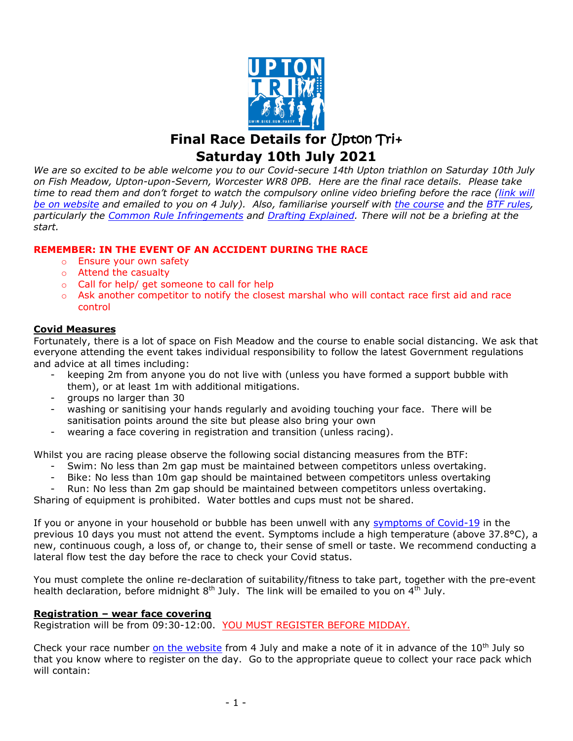# Final Race Details for Upton Tri+
# Saturday 10th July 2021

*We are so excited to be able welcome you to our Covid-secure 14th Upton triathlon on Saturday 10th July on Fish Meadow, Upton-upon-Severn, Worcester WR8 0PB. Here are the final race details. Please take time to read them and don't forget to watch the compulsory online video briefing before the race (link will be on website and emailed to you on 4 July). Also, familiarise yourself with the course and the BTF rules, particularly the Common Rule Infringements and Drafting Explained. There will not be a briefing at the start.*

**REMEMBER: IN THE EVENT OF AN ACCIDENT DURING THE RACE**

- Ensure your own safety
- Attend the casualty
- Call for help/ get someone to call for help
- Ask another competitor to notify the closest marshal who will contact race first aid and race control

## Covid Measures

Fortunately, there is a lot of space on Fish Meadow and the course to enable social distancing. We ask that everyone attending the event takes individual responsibility to follow the latest Government regulations and advice at all times including:

- keeping 2m from anyone you do not live with (unless you have formed a support bubble with them), or at least 1m with additional mitigations.
- groups no larger than 30
- washing or sanitising your hands regularly and avoiding touching your face. There will be sanitisation points around the site but please also bring your own
- wearing a face covering in registration and transition (unless racing).

Whilst you are racing please observe the following social distancing measures from the BTF:

- Swim: No less than 2m gap must be maintained between competitors unless overtaking.
- Bike: No less than 10m gap should be maintained between competitors unless overtaking
- Run: No less than 2m gap should be maintained between competitors unless overtaking.

Sharing of equipment is prohibited. Water bottles and cups must not be shared.

If you or anyone in your household or bubble has been unwell with any symptoms of Covid-19 in the previous 10 days you must not attend the event. Symptoms include a high temperature (above 37.8°C), a new, continuous cough, a loss of, or change to, their sense of smell or taste. We recommend conducting a lateral flow test the day before the race to check your Covid status.

You must complete the online re-declaration of suitability/fitness to take part, together with the pre-event health declaration, before midnight 8th July. The link will be emailed to you on 4th July.

## Registration – wear face covering

Registration will be from 09:30-12:00. YOU MUST REGISTER BEFORE MIDDAY.

Check your race number on the website from 4 July and make a note of it in advance of the 10th July so that you know where to register on the day. Go to the appropriate queue to collect your race pack which will contain: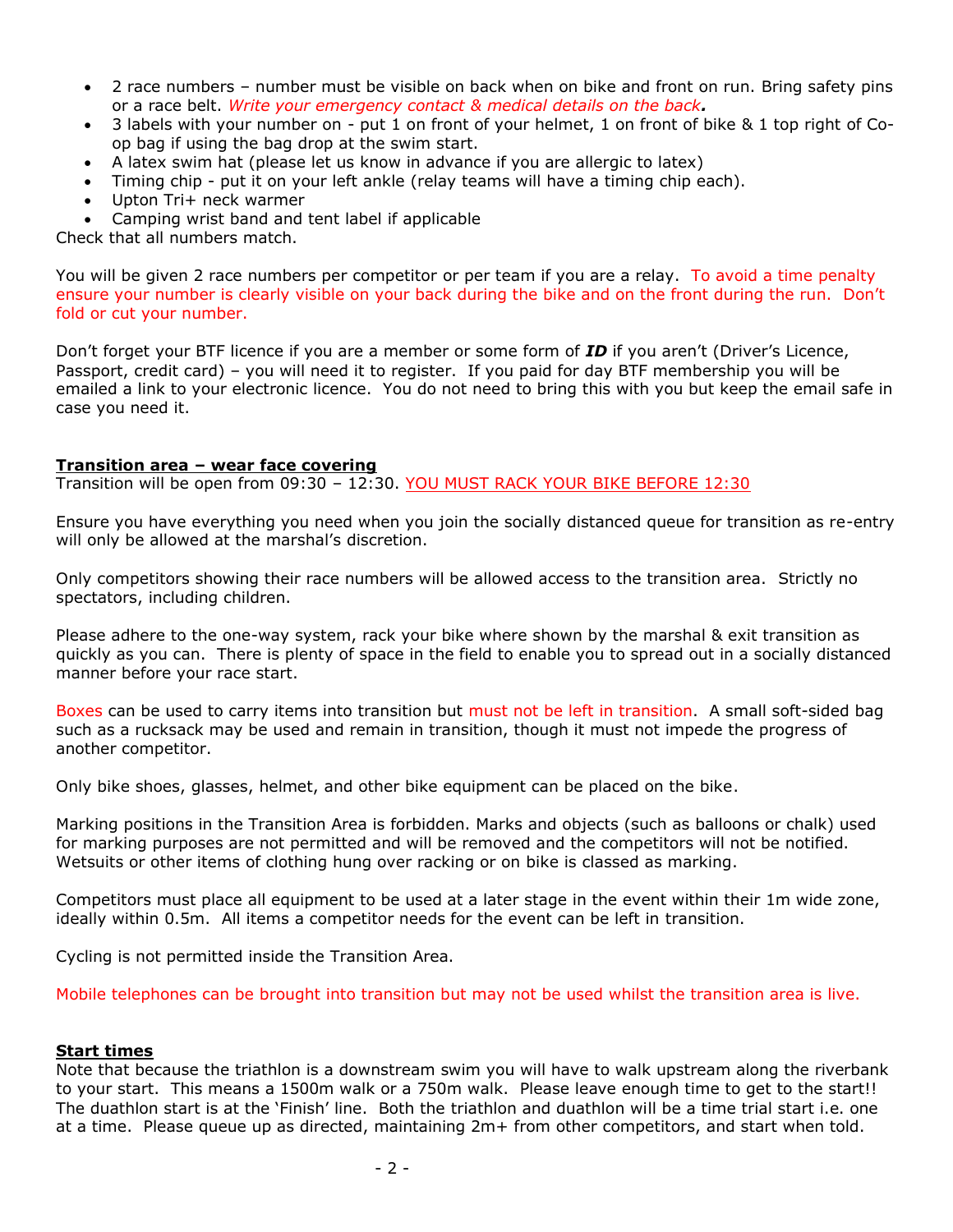- 2 race numbers – number must be visible on back when on bike and front on run. Bring safety pins or a race belt. *Write your emergency contact & medical details on the back.*
- 3 labels with your number on - put 1 on front of your helmet, 1 on front of bike & 1 top right of Co-op bag if using the bag drop at the swim start.
- A latex swim hat (please let us know in advance if you are allergic to latex)
- Timing chip - put it on your left ankle (relay teams will have a timing chip each).
- Upton Tri+ neck warmer
- Camping wrist band and tent label if applicable

Check that all numbers match.

You will be given 2 race numbers per competitor or per team if you are a relay. To avoid a time penalty ensure your number is clearly visible on your back during the bike and on the front during the run. Don't fold or cut your number.

Don't forget your BTF licence if you are a member or some form of ***ID*** if you aren't (Driver's Licence, Passport, credit card) – you will need it to register. If you paid for day BTF membership you will be emailed a link to your electronic licence. You do not need to bring this with you but keep the email safe in case you need it.

## **Transition area – wear face covering**

Transition will be open from 09:30 – 12:30. YOU MUST RACK YOUR BIKE BEFORE 12:30

Ensure you have everything you need when you join the socially distanced queue for transition as re-entry will only be allowed at the marshal's discretion.

Only competitors showing their race numbers will be allowed access to the transition area. Strictly no spectators, including children.

Please adhere to the one-way system, rack your bike where shown by the marshal & exit transition as quickly as you can. There is plenty of space in the field to enable you to spread out in a socially distanced manner before your race start.

Boxes can be used to carry items into transition but must not be left in transition. A small soft-sided bag such as a rucksack may be used and remain in transition, though it must not impede the progress of another competitor.

Only bike shoes, glasses, helmet, and other bike equipment can be placed on the bike.

Marking positions in the Transition Area is forbidden. Marks and objects (such as balloons or chalk) used for marking purposes are not permitted and will be removed and the competitors will not be notified. Wetsuits or other items of clothing hung over racking or on bike is classed as marking.

Competitors must place all equipment to be used at a later stage in the event within their 1m wide zone, ideally within 0.5m. All items a competitor needs for the event can be left in transition.

Cycling is not permitted inside the Transition Area.

Mobile telephones can be brought into transition but may not be used whilst the transition area is live.

## **Start times**

Note that because the triathlon is a downstream swim you will have to walk upstream along the riverbank to your start. This means a 1500m walk or a 750m walk. Please leave enough time to get to the start!! The duathlon start is at the 'Finish' line. Both the triathlon and duathlon will be a time trial start i.e. one at a time. Please queue up as directed, maintaining 2m+ from other competitors, and start when told.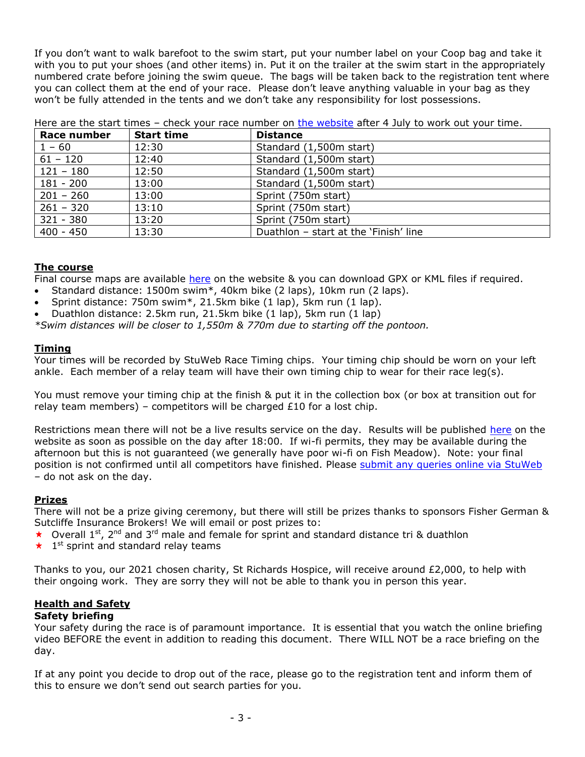If you don't want to walk barefoot to the swim start, put your number label on your Coop bag and take it with you to put your shoes (and other items) in. Put it on the trailer at the swim start in the appropriately numbered crate before joining the swim queue. The bags will be taken back to the registration tent where you can collect them at the end of your race. Please don't leave anything valuable in your bag as they won't be fully attended in the tents and we don't take any responsibility for lost possessions.

Here are the start times – check your race number on the website after 4 July to work out your time.

| Race number | Start time | Distance |
|---|---|---|
| 1 – 60 | 12:30 | Standard (1,500m start) |
| 61 – 120 | 12:40 | Standard (1,500m start) |
| 121 – 180 | 12:50 | Standard (1,500m start) |
| 181 - 200 | 13:00 | Standard (1,500m start) |
| 201 – 260 | 13:00 | Sprint (750m start) |
| 261 – 320 | 13:10 | Sprint (750m start) |
| 321 - 380 | 13:20 | Sprint (750m start) |
| 400 - 450 | 13:30 | Duathlon – start at the 'Finish' line |

## The course

Final course maps are available here on the website & you can download GPX or KML files if required.

- Standard distance: 1500m swim*, 40km bike (2 laps), 10km run (2 laps).
- Sprint distance: 750m swim*, 21.5km bike (1 lap), 5km run (1 lap).
- Duathlon distance: 2.5km run, 21.5km bike (1 lap), 5km run (1 lap)

*\*Swim distances will be closer to 1,550m & 770m due to starting off the pontoon.*

## Timing

Your times will be recorded by StuWeb Race Timing chips. Your timing chip should be worn on your left ankle. Each member of a relay team will have their own timing chip to wear for their race leg(s).

You must remove your timing chip at the finish & put it in the collection box (or box at transition out for relay team members) – competitors will be charged £10 for a lost chip.

Restrictions mean there will not be a live results service on the day. Results will be published here on the website as soon as possible on the day after 18:00. If wi-fi permits, they may be available during the afternoon but this is not guaranteed (we generally have poor wi-fi on Fish Meadow). Note: your final position is not confirmed until all competitors have finished. Please submit any queries online via StuWeb – do not ask on the day.

## Prizes

There will not be a prize giving ceremony, but there will still be prizes thanks to sponsors Fisher German & Sutcliffe Insurance Brokers! We will email or post prizes to:

- Overall 1st, 2nd and 3rd male and female for sprint and standard distance tri & duathlon
- 1st sprint and standard relay teams

Thanks to you, our 2021 chosen charity, St Richards Hospice, will receive around £2,000, to help with their ongoing work. They are sorry they will not be able to thank you in person this year.

## Health and Safety

### Safety briefing

Your safety during the race is of paramount importance. It is essential that you watch the online briefing video BEFORE the event in addition to reading this document. There WILL NOT be a race briefing on the day.

If at any point you decide to drop out of the race, please go to the registration tent and inform them of this to ensure we don't send out search parties for you.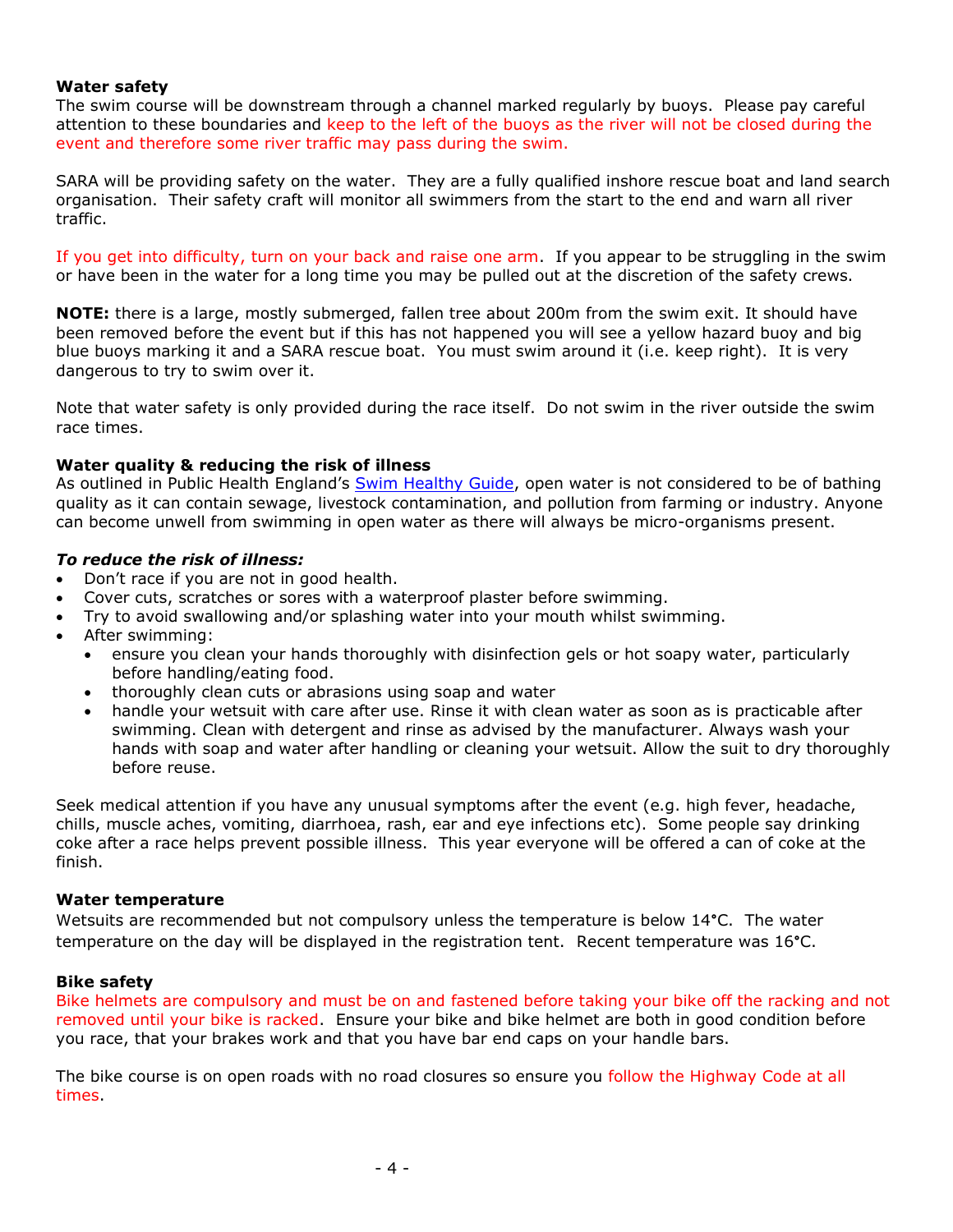**Water safety**

The swim course will be downstream through a channel marked regularly by buoys. Please pay careful attention to these boundaries and keep to the left of the buoys as the river will not be closed during the event and therefore some river traffic may pass during the swim.

SARA will be providing safety on the water. They are a fully qualified inshore rescue boat and land search organisation. Their safety craft will monitor all swimmers from the start to the end and warn all river traffic.

If you get into difficulty, turn on your back and raise one arm. If you appear to be struggling in the swim or have been in the water for a long time you may be pulled out at the discretion of the safety crews.

**NOTE:** there is a large, mostly submerged, fallen tree about 200m from the swim exit. It should have been removed before the event but if this has not happened you will see a yellow hazard buoy and big blue buoys marking it and a SARA rescue boat. You must swim around it (i.e. keep right). It is very dangerous to try to swim over it.

Note that water safety is only provided during the race itself. Do not swim in the river outside the swim race times.

**Water quality & reducing the risk of illness**

As outlined in Public Health England's Swim Healthy Guide, open water is not considered to be of bathing quality as it can contain sewage, livestock contamination, and pollution from farming or industry. Anyone can become unwell from swimming in open water as there will always be micro-organisms present.

***To reduce the risk of illness:***

- Don't race if you are not in good health.
- Cover cuts, scratches or sores with a waterproof plaster before swimming.
- Try to avoid swallowing and/or splashing water into your mouth whilst swimming.
- After swimming:
  - ensure you clean your hands thoroughly with disinfection gels or hot soapy water, particularly before handling/eating food.
  - thoroughly clean cuts or abrasions using soap and water
  - handle your wetsuit with care after use. Rinse it with clean water as soon as is practicable after swimming. Clean with detergent and rinse as advised by the manufacturer. Always wash your hands with soap and water after handling or cleaning your wetsuit. Allow the suit to dry thoroughly before reuse.

Seek medical attention if you have any unusual symptoms after the event (e.g. high fever, headache, chills, muscle aches, vomiting, diarrhoea, rash, ear and eye infections etc). Some people say drinking coke after a race helps prevent possible illness. This year everyone will be offered a can of coke at the finish.

**Water temperature**

Wetsuits are recommended but not compulsory unless the temperature is below 14°C. The water temperature on the day will be displayed in the registration tent. Recent temperature was 16°C.

**Bike safety**

Bike helmets are compulsory and must be on and fastened before taking your bike off the racking and not removed until your bike is racked. Ensure your bike and bike helmet are both in good condition before you race, that your brakes work and that you have bar end caps on your handle bars.

The bike course is on open roads with no road closures so ensure you follow the Highway Code at all times.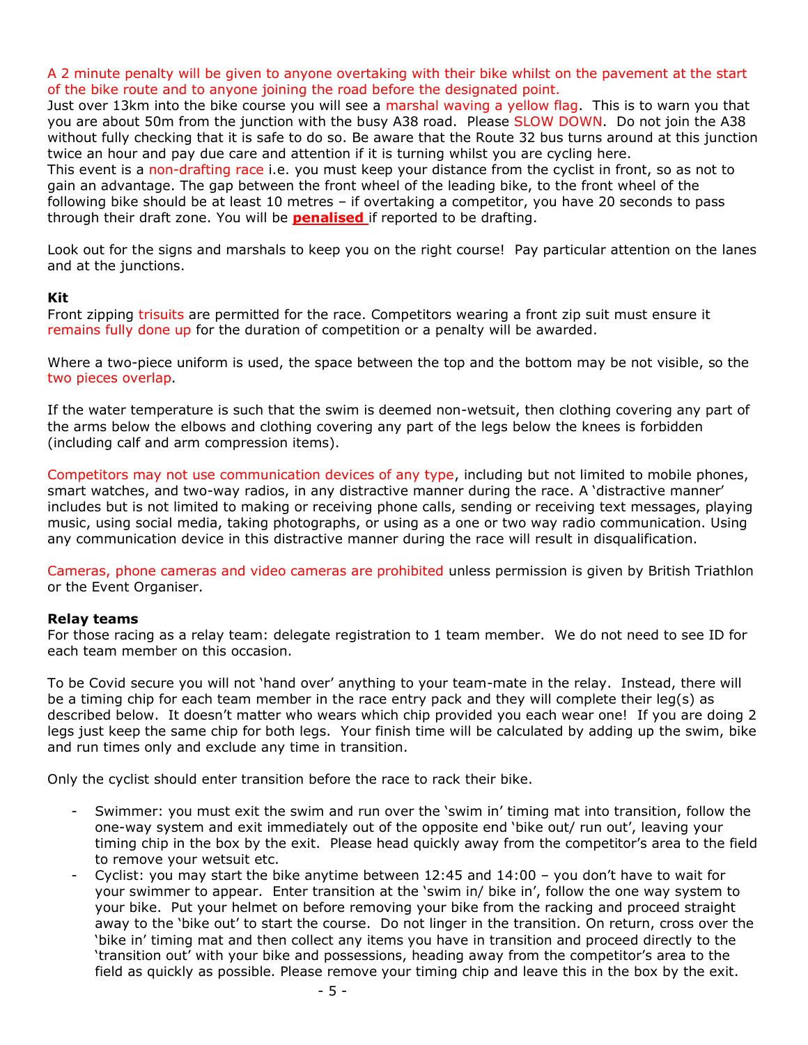A 2 minute penalty will be given to anyone overtaking with their bike whilst on the pavement at the start of the bike route and to anyone joining the road before the designated point.

Just over 13km into the bike course you will see a marshal waving a yellow flag. This is to warn you that you are about 50m from the junction with the busy A38 road. Please SLOW DOWN. Do not join the A38 without fully checking that it is safe to do so. Be aware that the Route 32 bus turns around at this junction twice an hour and pay due care and attention if it is turning whilst you are cycling here.

This event is a non-drafting race i.e. you must keep your distance from the cyclist in front, so as not to gain an advantage. The gap between the front wheel of the leading bike, to the front wheel of the following bike should be at least 10 metres – if overtaking a competitor, you have 20 seconds to pass through their draft zone. You will be **penalised** if reported to be drafting.

Look out for the signs and marshals to keep you on the right course! Pay particular attention on the lanes and at the junctions.

**Kit**

Front zipping trisuits are permitted for the race. Competitors wearing a front zip suit must ensure it remains fully done up for the duration of competition or a penalty will be awarded.

Where a two-piece uniform is used, the space between the top and the bottom may be not visible, so the two pieces overlap.

If the water temperature is such that the swim is deemed non-wetsuit, then clothing covering any part of the arms below the elbows and clothing covering any part of the legs below the knees is forbidden (including calf and arm compression items).

Competitors may not use communication devices of any type, including but not limited to mobile phones, smart watches, and two-way radios, in any distractive manner during the race. A 'distractive manner' includes but is not limited to making or receiving phone calls, sending or receiving text messages, playing music, using social media, taking photographs, or using as a one or two way radio communication. Using any communication device in this distractive manner during the race will result in disqualification.

Cameras, phone cameras and video cameras are prohibited unless permission is given by British Triathlon or the Event Organiser.

**Relay teams**

For those racing as a relay team: delegate registration to 1 team member. We do not need to see ID for each team member on this occasion.

To be Covid secure you will not 'hand over' anything to your team-mate in the relay. Instead, there will be a timing chip for each team member in the race entry pack and they will complete their leg(s) as described below. It doesn't matter who wears which chip provided you each wear one! If you are doing 2 legs just keep the same chip for both legs. Your finish time will be calculated by adding up the swim, bike and run times only and exclude any time in transition.

Only the cyclist should enter transition before the race to rack their bike.

- Swimmer: you must exit the swim and run over the 'swim in' timing mat into transition, follow the one-way system and exit immediately out of the opposite end 'bike out/ run out', leaving your timing chip in the box by the exit. Please head quickly away from the competitor's area to the field to remove your wetsuit etc.
- Cyclist: you may start the bike anytime between 12:45 and 14:00 – you don't have to wait for your swimmer to appear. Enter transition at the 'swim in/ bike in', follow the one way system to your bike. Put your helmet on before removing your bike from the racking and proceed straight away to the 'bike out' to start the course. Do not linger in the transition. On return, cross over the 'bike in' timing mat and then collect any items you have in transition and proceed directly to the 'transition out' with your bike and possessions, heading away from the competitor's area to the field as quickly as possible. Please remove your timing chip and leave this in the box by the exit.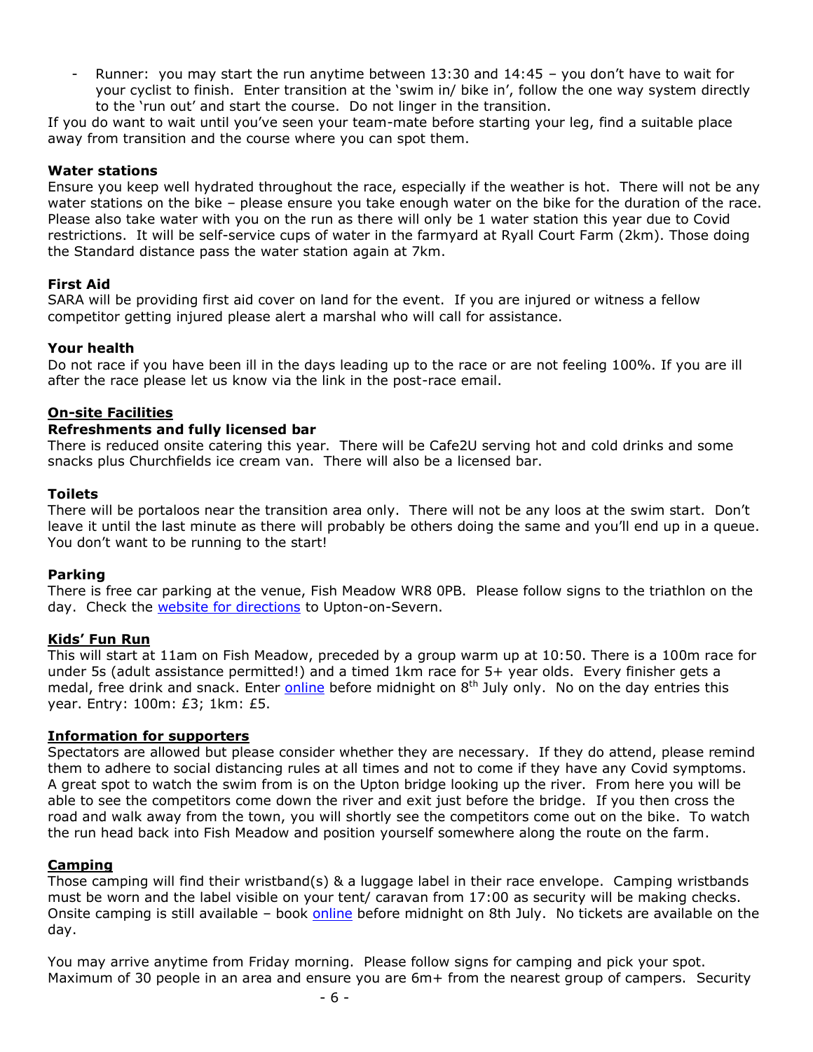- Runner: you may start the run anytime between 13:30 and 14:45 – you don't have to wait for your cyclist to finish. Enter transition at the 'swim in/ bike in', follow the one way system directly to the 'run out' and start the course. Do not linger in the transition.

If you do want to wait until you've seen your team-mate before starting your leg, find a suitable place away from transition and the course where you can spot them.

**Water stations**

Ensure you keep well hydrated throughout the race, especially if the weather is hot. There will not be any water stations on the bike – please ensure you take enough water on the bike for the duration of the race. Please also take water with you on the run as there will only be 1 water station this year due to Covid restrictions. It will be self-service cups of water in the farmyard at Ryall Court Farm (2km). Those doing the Standard distance pass the water station again at 7km.

**First Aid**

SARA will be providing first aid cover on land for the event. If you are injured or witness a fellow competitor getting injured please alert a marshal who will call for assistance.

**Your health**

Do not race if you have been ill in the days leading up to the race or are not feeling 100%. If you are ill after the race please let us know via the link in the post-race email.

## On-site Facilities

**Refreshments and fully licensed bar**

There is reduced onsite catering this year. There will be Cafe2U serving hot and cold drinks and some snacks plus Churchfields ice cream van. There will also be a licensed bar.

**Toilets**

There will be portaloos near the transition area only. There will not be any loos at the swim start. Don't leave it until the last minute as there will probably be others doing the same and you'll end up in a queue. You don't want to be running to the start!

**Parking**

There is free car parking at the venue, Fish Meadow WR8 0PB. Please follow signs to the triathlon on the day. Check the website for directions to Upton-on-Severn.

## Kids' Fun Run

This will start at 11am on Fish Meadow, preceded by a group warm up at 10:50. There is a 100m race for under 5s (adult assistance permitted!) and a timed 1km race for 5+ year olds. Every finisher gets a medal, free drink and snack. Enter online before midnight on 8th July only. No on the day entries this year. Entry: 100m: £3; 1km: £5.

## Information for supporters

Spectators are allowed but please consider whether they are necessary. If they do attend, please remind them to adhere to social distancing rules at all times and not to come if they have any Covid symptoms. A great spot to watch the swim from is on the Upton bridge looking up the river. From here you will be able to see the competitors come down the river and exit just before the bridge. If you then cross the road and walk away from the town, you will shortly see the competitors come out on the bike. To watch the run head back into Fish Meadow and position yourself somewhere along the route on the farm.

## Camping

Those camping will find their wristband(s) & a luggage label in their race envelope. Camping wristbands must be worn and the label visible on your tent/ caravan from 17:00 as security will be making checks. Onsite camping is still available – book online before midnight on 8th July. No tickets are available on the day.

You may arrive anytime from Friday morning. Please follow signs for camping and pick your spot. Maximum of 30 people in an area and ensure you are 6m+ from the nearest group of campers. Security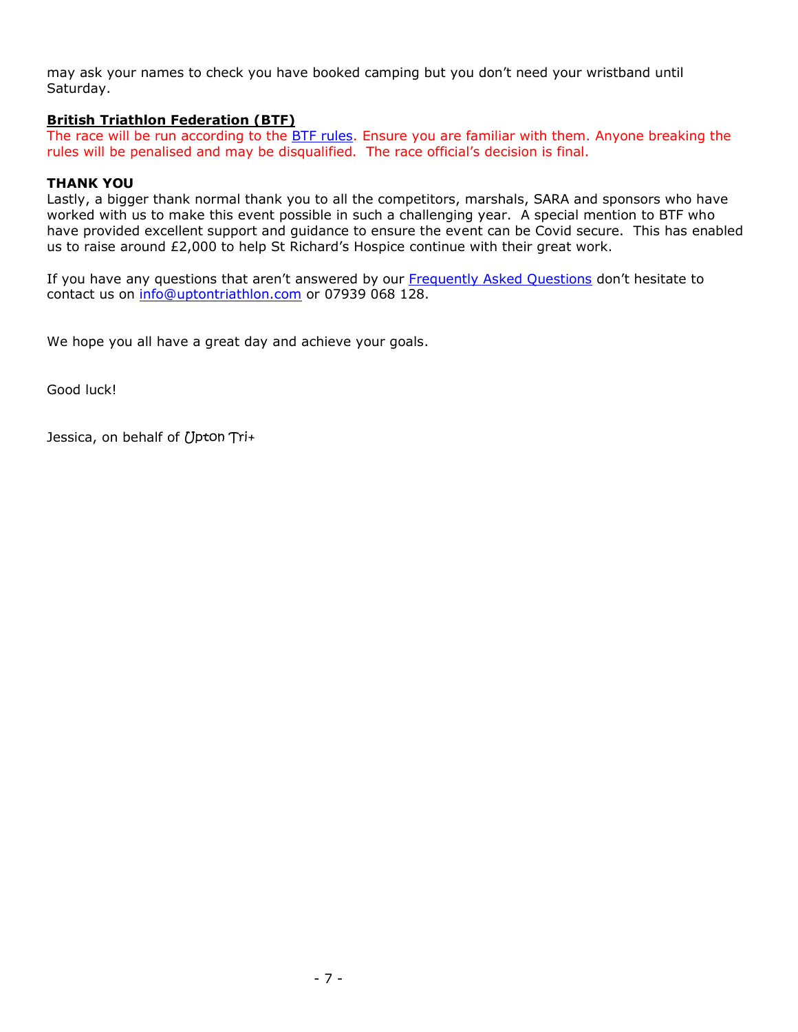may ask your names to check you have booked camping but you don't need your wristband until Saturday.

**British Triathlon Federation (BTF)**

The race will be run according to the BTF rules. Ensure you are familiar with them. Anyone breaking the rules will be penalised and may be disqualified. The race official's decision is final.

**THANK YOU**

Lastly, a bigger thank normal thank you to all the competitors, marshals, SARA and sponsors who have worked with us to make this event possible in such a challenging year. A special mention to BTF who have provided excellent support and guidance to ensure the event can be Covid secure. This has enabled us to raise around £2,000 to help St Richard's Hospice continue with their great work.

If you have any questions that aren't answered by our Frequently Asked Questions don't hesitate to contact us on info@uptontriathlon.com or 07939 068 128.

We hope you all have a great day and achieve your goals.

Good luck!

Jessica, on behalf of Upton Tri+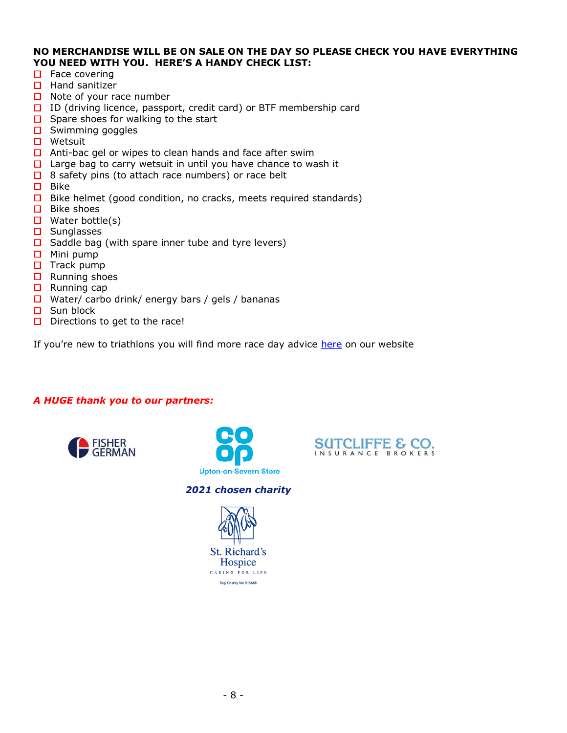**NO MERCHANDISE WILL BE ON SALE ON THE DAY SO PLEASE CHECK YOU HAVE EVERYTHING YOU NEED WITH YOU. HERE'S A HANDY CHECK LIST:**

- ☐ Face covering
- ☐ Hand sanitizer
- ☐ Note of your race number
- ☐ ID (driving licence, passport, credit card) or BTF membership card
- ☐ Spare shoes for walking to the start
- ☐ Swimming goggles
- ☐ Wetsuit
- ☐ Anti-bac gel or wipes to clean hands and face after swim
- ☐ Large bag to carry wetsuit in until you have chance to wash it
- ☐ 8 safety pins (to attach race numbers) or race belt
- ☐ Bike
- ☐ Bike helmet (good condition, no cracks, meets required standards)
- ☐ Bike shoes
- ☐ Water bottle(s)
- ☐ Sunglasses
- ☐ Saddle bag (with spare inner tube and tyre levers)
- ☐ Mini pump
- ☐ Track pump
- ☐ Running shoes
- ☐ Running cap
- ☐ Water/ carbo drink/ energy bars / gels / bananas
- ☐ Sun block
- ☐ Directions to get to the race!

If you're new to triathlons you will find more race day advice here on our website

***A HUGE thank you to our partners:***

FISHER GERMAN

co op Upton-on-Severn Store

SUTCLIFFE & CO. INSURANCE BROKERS

***2021 chosen charity***

St. Richard's Hospice CARING FOR LIFE

Reg. Charity No. 515668